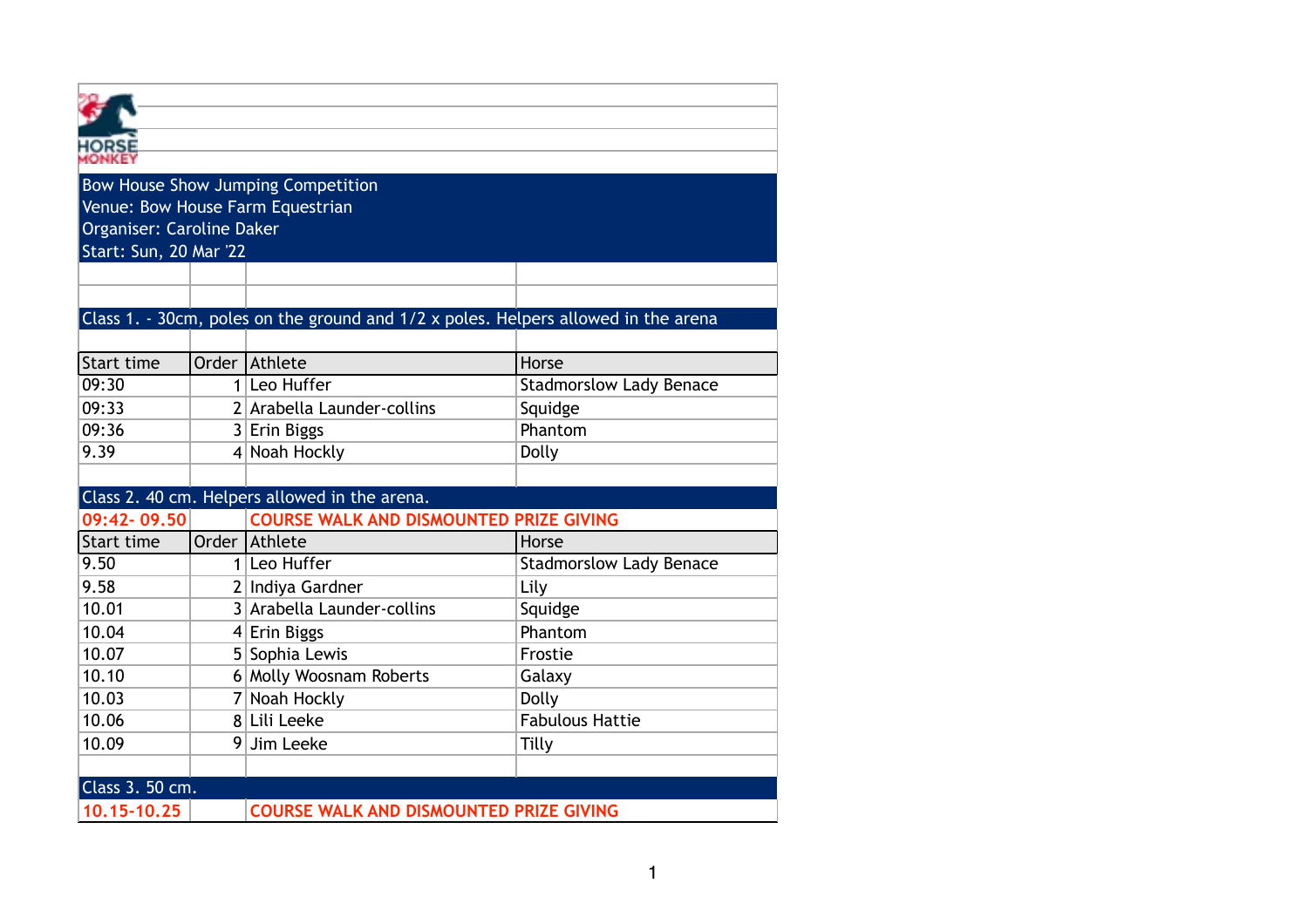HORSE MONKEY

**Bow House Show Jumping Competition**
Venue: Bow House Farm Equestrian
Organiser: Caroline Daker
Start: Sun, 20 Mar '22

## Class 1. - 30cm, poles on the ground and 1/2 x poles. Helpers allowed in the arena

| Start time | Order | Athlete | Horse |
|---|---|---|---|
| 09:30 | 1 | Leo Huffer | Stadmorslow Lady Benace |
| 09:33 | 2 | Arabella Launder-collins | Squidge |
| 09:36 | 3 | Erin Biggs | Phantom |
| 9.39 | 4 | Noah Hockly | Dolly |

## Class 2. 40 cm. Helpers allowed in the arena.

**09:42- 09.50 COURSE WALK AND DISMOUNTED PRIZE GIVING**

| Start time | Order | Athlete | Horse |
|---|---|---|---|
| 9.50 | 1 | Leo Huffer | Stadmorslow Lady Benace |
| 9.58 | 2 | Indiya Gardner | Lily |
| 10.01 | 3 | Arabella Launder-collins | Squidge |
| 10.04 | 4 | Erin Biggs | Phantom |
| 10.07 | 5 | Sophia Lewis | Frostie |
| 10.10 | 6 | Molly Woosnam Roberts | Galaxy |
| 10.03 | 7 | Noah Hockly | Dolly |
| 10.06 | 8 | Lili Leeke | Fabulous Hattie |
| 10.09 | 9 | Jim Leeke | Tilly |

## Class 3. 50 cm.

**10.15-10.25 COURSE WALK AND DISMOUNTED PRIZE GIVING**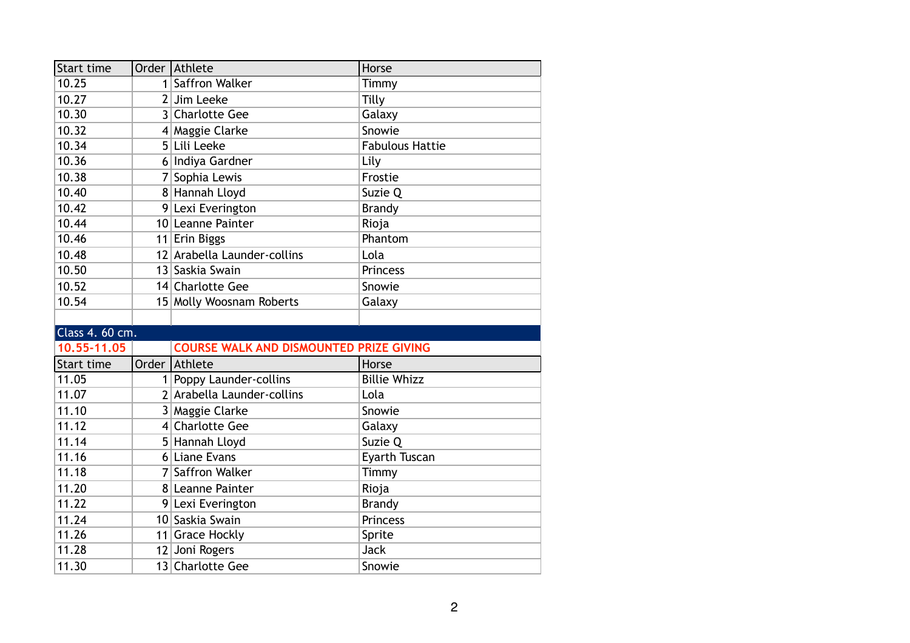| Start time | Order | Athlete | Horse |
|---|---|---|---|
| 10.25 | 1 | Saffron Walker | Timmy |
| 10.27 | 2 | Jim Leeke | Tilly |
| 10.30 | 3 | Charlotte Gee | Galaxy |
| 10.32 | 4 | Maggie Clarke | Snowie |
| 10.34 | 5 | Lili Leeke | Fabulous Hattie |
| 10.36 | 6 | Indiya Gardner | Lily |
| 10.38 | 7 | Sophia Lewis | Frostie |
| 10.40 | 8 | Hannah Lloyd | Suzie Q |
| 10.42 | 9 | Lexi Everington | Brandy |
| 10.44 | 10 | Leanne Painter | Rioja |
| 10.46 | 11 | Erin Biggs | Phantom |
| 10.48 | 12 | Arabella Launder-collins | Lola |
| 10.50 | 13 | Saskia Swain | Princess |
| 10.52 | 14 | Charlotte Gee | Snowie |
| 10.54 | 15 | Molly Woosnam Roberts | Galaxy |

**Class 4. 60 cm.**

**10.55-11.05** **COURSE WALK AND DISMOUNTED PRIZE GIVING**

| Start time | Order | Athlete | Horse |
|---|---|---|---|
| 11.05 | 1 | Poppy Launder-collins | Billie Whizz |
| 11.07 | 2 | Arabella Launder-collins | Lola |
| 11.10 | 3 | Maggie Clarke | Snowie |
| 11.12 | 4 | Charlotte Gee | Galaxy |
| 11.14 | 5 | Hannah Lloyd | Suzie Q |
| 11.16 | 6 | Liane Evans | Eyarth Tuscan |
| 11.18 | 7 | Saffron Walker | Timmy |
| 11.20 | 8 | Leanne Painter | Rioja |
| 11.22 | 9 | Lexi Everington | Brandy |
| 11.24 | 10 | Saskia Swain | Princess |
| 11.26 | 11 | Grace Hockly | Sprite |
| 11.28 | 12 | Joni Rogers | Jack |
| 11.30 | 13 | Charlotte Gee | Snowie |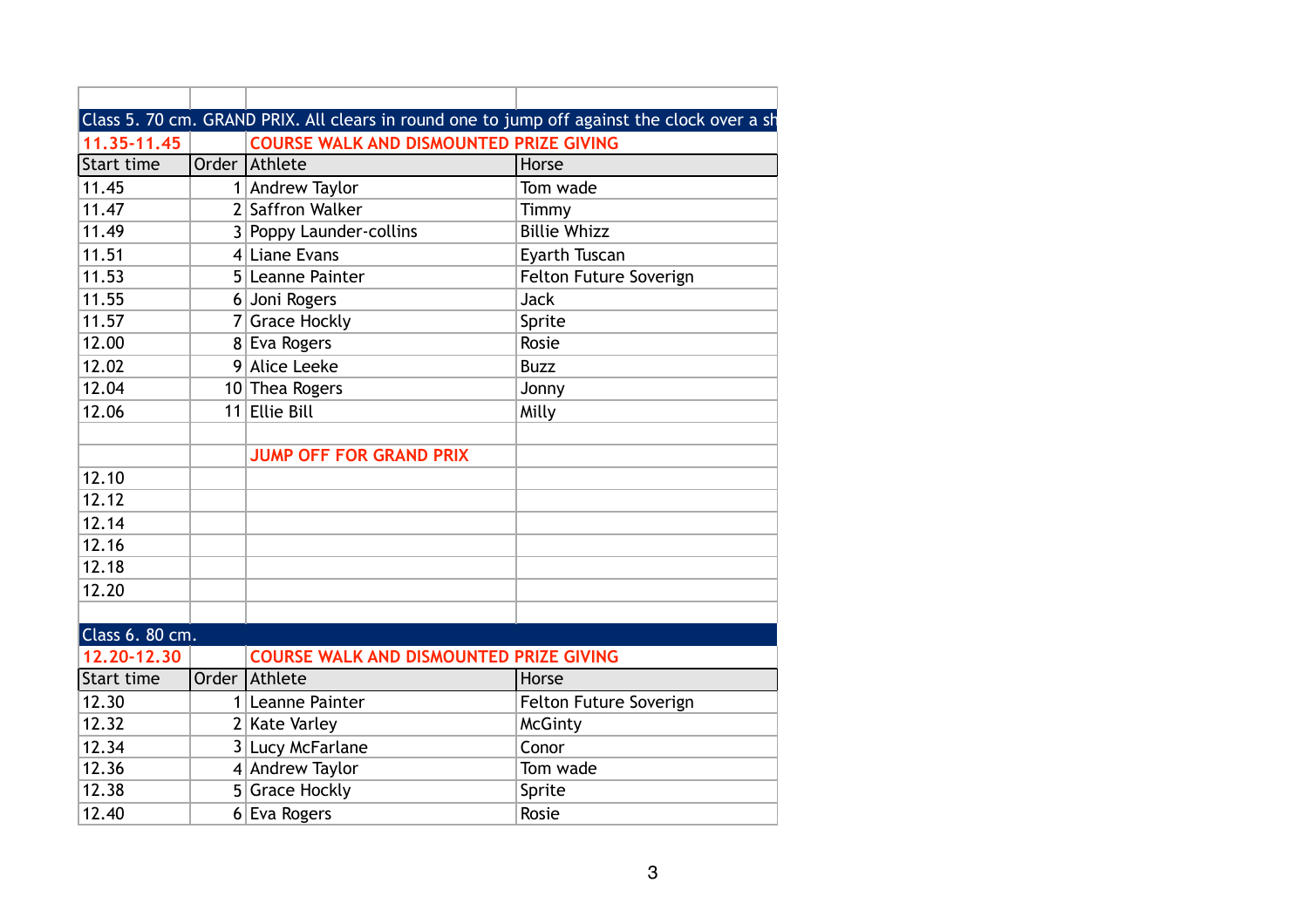| | | | |
|---|---|---|---|
| Class 5. 70 cm. GRAND PRIX. All clears in round one to jump off against the clock over a sh | | | |
| 11.35-11.45 | | COURSE WALK AND DISMOUNTED PRIZE GIVING | |
| Start time | Order | Athlete | Horse |
| 11.45 | 1 | Andrew Taylor | Tom wade |
| 11.47 | 2 | Saffron Walker | Timmy |
| 11.49 | 3 | Poppy Launder-collins | Billie Whizz |
| 11.51 | 4 | Liane Evans | Eyarth Tuscan |
| 11.53 | 5 | Leanne Painter | Felton Future Soverign |
| 11.55 | 6 | Joni Rogers | Jack |
| 11.57 | 7 | Grace Hockly | Sprite |
| 12.00 | 8 | Eva Rogers | Rosie |
| 12.02 | 9 | Alice Leeke | Buzz |
| 12.04 | 10 | Thea Rogers | Jonny |
| 12.06 | 11 | Ellie Bill | Milly |
| | | | |
| | | JUMP OFF FOR GRAND PRIX | |
| 12.10 | | | |
| 12.12 | | | |
| 12.14 | | | |
| 12.16 | | | |
| 12.18 | | | |
| 12.20 | | | |
| | | | |
| Class 6. 80 cm. | | | |
| 12.20-12.30 | | COURSE WALK AND DISMOUNTED PRIZE GIVING | |
| Start time | Order | Athlete | Horse |
| 12.30 | 1 | Leanne Painter | Felton Future Soverign |
| 12.32 | 2 | Kate Varley | McGinty |
| 12.34 | 3 | Lucy McFarlane | Conor |
| 12.36 | 4 | Andrew Taylor | Tom wade |
| 12.38 | 5 | Grace Hockly | Sprite |
| 12.40 | 6 | Eva Rogers | Rosie |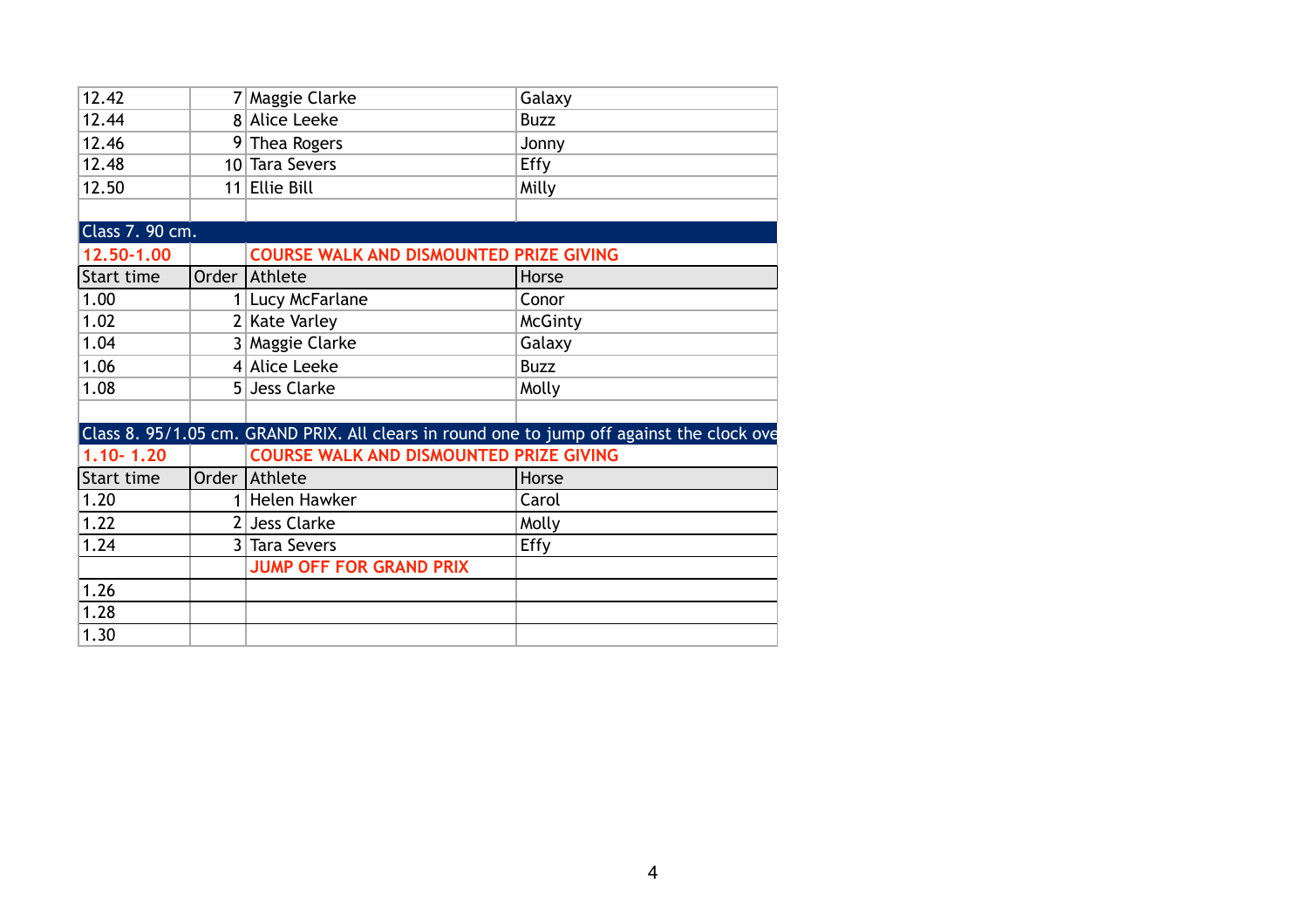| | | | |
|---|---|---|---|
| 12.42 | 7 | Maggie Clarke | Galaxy |
| 12.44 | 8 | Alice Leeke | Buzz |
| 12.46 | 9 | Thea Rogers | Jonny |
| 12.48 | 10 | Tara Severs | Effy |
| 12.50 | 11 | Ellie Bill | Milly |

**Class 7. 90 cm.**

| 12.50-1.00 | | COURSE WALK AND DISMOUNTED PRIZE GIVING | |
|---|---|---|---|
| Start time | Order | Athlete | Horse |
| 1.00 | 1 | Lucy McFarlane | Conor |
| 1.02 | 2 | Kate Varley | McGinty |
| 1.04 | 3 | Maggie Clarke | Galaxy |
| 1.06 | 4 | Alice Leeke | Buzz |
| 1.08 | 5 | Jess Clarke | Molly |

**Class 8. 95/1.05 cm. GRAND PRIX. All clears in round one to jump off against the clock ove**

| 1.10- 1.20 | | COURSE WALK AND DISMOUNTED PRIZE GIVING | |
|---|---|---|---|
| Start time | Order | Athlete | Horse |
| 1.20 | 1 | Helen Hawker | Carol |
| 1.22 | 2 | Jess Clarke | Molly |
| 1.24 | 3 | Tara Severs | Effy |
| | | JUMP OFF FOR GRAND PRIX | |
| 1.26 | | | |
| 1.28 | | | |
| 1.30 | | | |